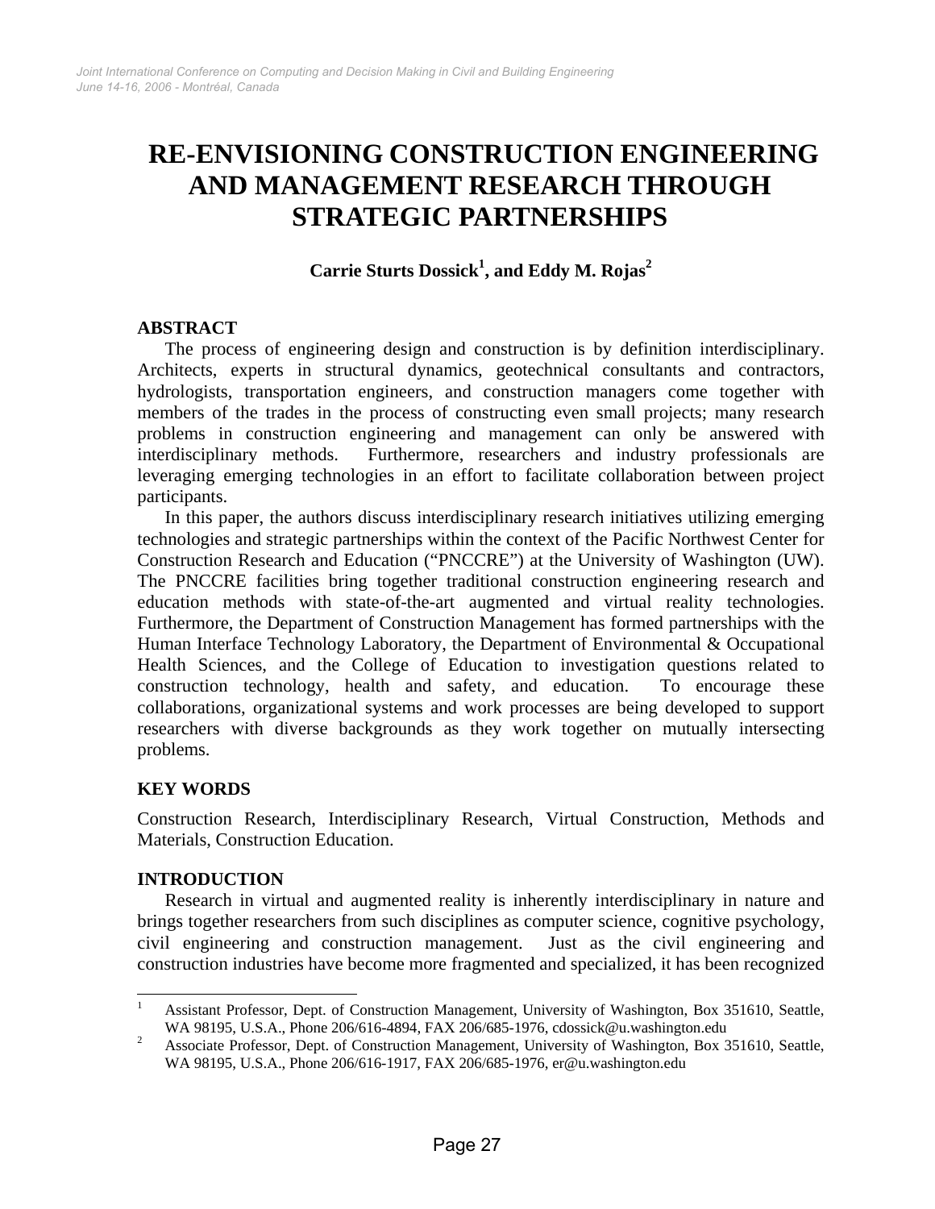# RE-ENVISIONING CONSTRUCTION ENGINEERING AND MANAGEMENT RESEARCH THROUGH STRATEGIC PARTNERSHIPS

**Carrie Sturts Dossick[1], and Eddy M. Rojas[2]**

## ABSTRACT

The process of engineering design and construction is by definition interdisciplinary. Architects, experts in structural dynamics, geotechnical consultants and contractors, hydrologists, transportation engineers, and construction managers come together with members of the trades in the process of constructing even small projects; many research problems in construction engineering and management can only be answered with interdisciplinary methods. Furthermore, researchers and industry professionals are leveraging emerging technologies in an effort to facilitate collaboration between project participants.

In this paper, the authors discuss interdisciplinary research initiatives utilizing emerging technologies and strategic partnerships within the context of the Pacific Northwest Center for Construction Research and Education ("PNCCRE") at the University of Washington (UW). The PNCCRE facilities bring together traditional construction engineering research and education methods with state-of-the-art augmented and virtual reality technologies. Furthermore, the Department of Construction Management has formed partnerships with the Human Interface Technology Laboratory, the Department of Environmental & Occupational Health Sciences, and the College of Education to investigation questions related to construction technology, health and safety, and education. To encourage these collaborations, organizational systems and work processes are being developed to support researchers with diverse backgrounds as they work together on mutually intersecting problems.

## KEY WORDS

Construction Research, Interdisciplinary Research, Virtual Construction, Methods and Materials, Construction Education.

## INTRODUCTION

Research in virtual and augmented reality is inherently interdisciplinary in nature and brings together researchers from such disciplines as computer science, cognitive psychology, civil engineering and construction management. Just as the civil engineering and construction industries have become more fragmented and specialized, it has been recognized

---

[1] Assistant Professor, Dept. of Construction Management, University of Washington, Box 351610, Seattle, WA 98195, U.S.A., Phone 206/616-4894, FAX 206/685-1976, cdossick@u.washington.edu

[2] Associate Professor, Dept. of Construction Management, University of Washington, Box 351610, Seattle, WA 98195, U.S.A., Phone 206/616-1917, FAX 206/685-1976, er@u.washington.edu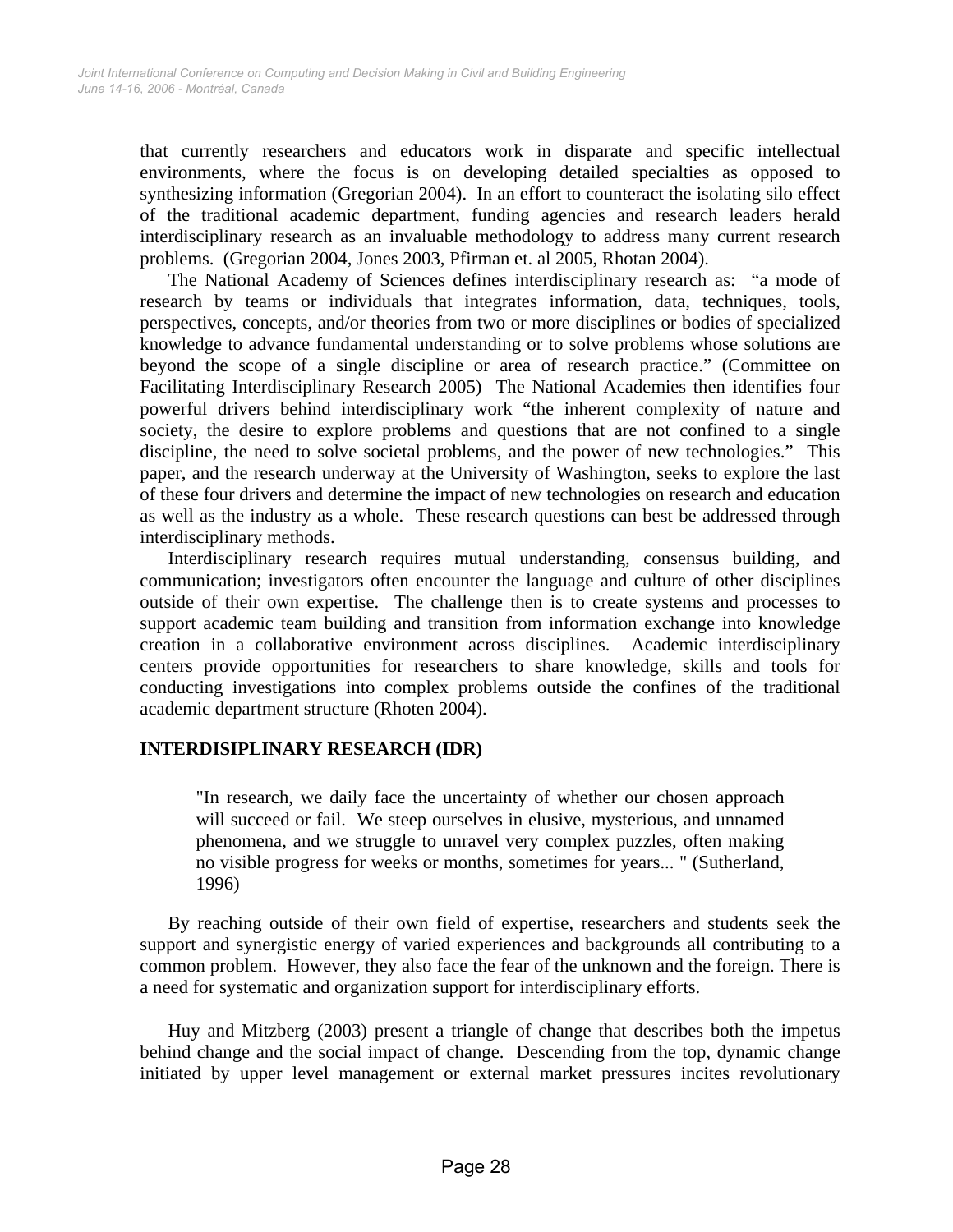that currently researchers and educators work in disparate and specific intellectual environments, where the focus is on developing detailed specialties as opposed to synthesizing information (Gregorian 2004). In an effort to counteract the isolating silo effect of the traditional academic department, funding agencies and research leaders herald interdisciplinary research as an invaluable methodology to address many current research problems. (Gregorian 2004, Jones 2003, Pfirman et. al 2005, Rhotan 2004).

The National Academy of Sciences defines interdisciplinary research as: "a mode of research by teams or individuals that integrates information, data, techniques, tools, perspectives, concepts, and/or theories from two or more disciplines or bodies of specialized knowledge to advance fundamental understanding or to solve problems whose solutions are beyond the scope of a single discipline or area of research practice." (Committee on Facilitating Interdisciplinary Research 2005) The National Academies then identifies four powerful drivers behind interdisciplinary work "the inherent complexity of nature and society, the desire to explore problems and questions that are not confined to a single discipline, the need to solve societal problems, and the power of new technologies." This paper, and the research underway at the University of Washington, seeks to explore the last of these four drivers and determine the impact of new technologies on research and education as well as the industry as a whole. These research questions can best be addressed through interdisciplinary methods.

Interdisciplinary research requires mutual understanding, consensus building, and communication; investigators often encounter the language and culture of other disciplines outside of their own expertise. The challenge then is to create systems and processes to support academic team building and transition from information exchange into knowledge creation in a collaborative environment across disciplines. Academic interdisciplinary centers provide opportunities for researchers to share knowledge, skills and tools for conducting investigations into complex problems outside the confines of the traditional academic department structure (Rhoten 2004).

## INTERDISIPLINARY RESEARCH (IDR)

> "In research, we daily face the uncertainty of whether our chosen approach will succeed or fail. We steep ourselves in elusive, mysterious, and unnamed phenomena, and we struggle to unravel very complex puzzles, often making no visible progress for weeks or months, sometimes for years... " (Sutherland, 1996)

By reaching outside of their own field of expertise, researchers and students seek the support and synergistic energy of varied experiences and backgrounds all contributing to a common problem. However, they also face the fear of the unknown and the foreign. There is a need for systematic and organization support for interdisciplinary efforts.

Huy and Mitzberg (2003) present a triangle of change that describes both the impetus behind change and the social impact of change. Descending from the top, dynamic change initiated by upper level management or external market pressures incites revolutionary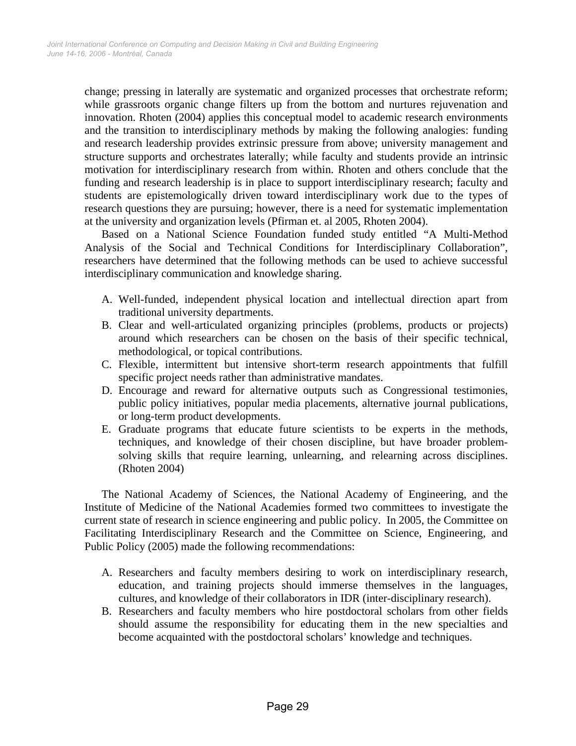change; pressing in laterally are systematic and organized processes that orchestrate reform; while grassroots organic change filters up from the bottom and nurtures rejuvenation and innovation. Rhoten (2004) applies this conceptual model to academic research environments and the transition to interdisciplinary methods by making the following analogies: funding and research leadership provides extrinsic pressure from above; university management and structure supports and orchestrates laterally; while faculty and students provide an intrinsic motivation for interdisciplinary research from within. Rhoten and others conclude that the funding and research leadership is in place to support interdisciplinary research; faculty and students are epistemologically driven toward interdisciplinary work due to the types of research questions they are pursuing; however, there is a need for systematic implementation at the university and organization levels (Pfirman et. al 2005, Rhoten 2004).

Based on a National Science Foundation funded study entitled "A Multi-Method Analysis of the Social and Technical Conditions for Interdisciplinary Collaboration", researchers have determined that the following methods can be used to achieve successful interdisciplinary communication and knowledge sharing.

A. Well-funded, independent physical location and intellectual direction apart from traditional university departments.
B. Clear and well-articulated organizing principles (problems, products or projects) around which researchers can be chosen on the basis of their specific technical, methodological, or topical contributions.
C. Flexible, intermittent but intensive short-term research appointments that fulfill specific project needs rather than administrative mandates.
D. Encourage and reward for alternative outputs such as Congressional testimonies, public policy initiatives, popular media placements, alternative journal publications, or long-term product developments.
E. Graduate programs that educate future scientists to be experts in the methods, techniques, and knowledge of their chosen discipline, but have broader problem-solving skills that require learning, unlearning, and relearning across disciplines. (Rhoten 2004)

The National Academy of Sciences, the National Academy of Engineering, and the Institute of Medicine of the National Academies formed two committees to investigate the current state of research in science engineering and public policy. In 2005, the Committee on Facilitating Interdisciplinary Research and the Committee on Science, Engineering, and Public Policy (2005) made the following recommendations:

A. Researchers and faculty members desiring to work on interdisciplinary research, education, and training projects should immerse themselves in the languages, cultures, and knowledge of their collaborators in IDR (inter-disciplinary research).
B. Researchers and faculty members who hire postdoctoral scholars from other fields should assume the responsibility for educating them in the new specialties and become acquainted with the postdoctoral scholars' knowledge and techniques.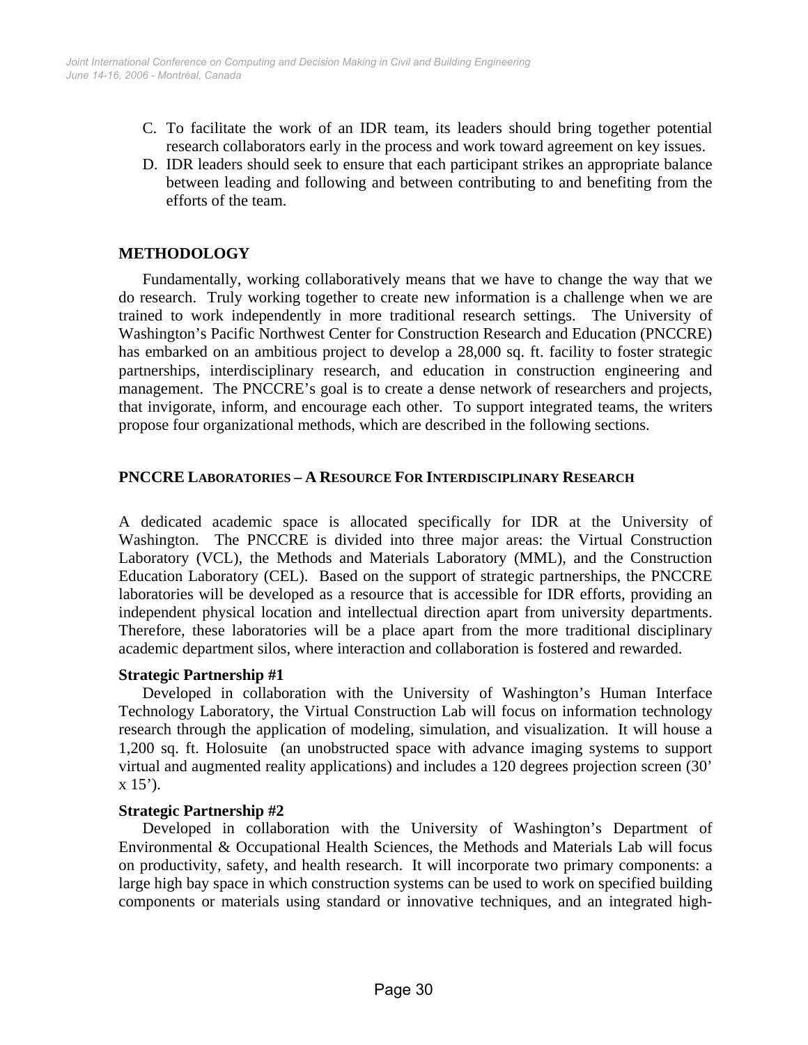C. To facilitate the work of an IDR team, its leaders should bring together potential research collaborators early in the process and work toward agreement on key issues.
D. IDR leaders should seek to ensure that each participant strikes an appropriate balance between leading and following and between contributing to and benefiting from the efforts of the team.

## METHODOLOGY

Fundamentally, working collaboratively means that we have to change the way that we do research. Truly working together to create new information is a challenge when we are trained to work independently in more traditional research settings. The University of Washington's Pacific Northwest Center for Construction Research and Education (PNCCRE) has embarked on an ambitious project to develop a 28,000 sq. ft. facility to foster strategic partnerships, interdisciplinary research, and education in construction engineering and management. The PNCCRE's goal is to create a dense network of researchers and projects, that invigorate, inform, and encourage each other. To support integrated teams, the writers propose four organizational methods, which are described in the following sections.

### PNCCRE LABORATORIES – A RESOURCE FOR INTERDISCIPLINARY RESEARCH

A dedicated academic space is allocated specifically for IDR at the University of Washington. The PNCCRE is divided into three major areas: the Virtual Construction Laboratory (VCL), the Methods and Materials Laboratory (MML), and the Construction Education Laboratory (CEL). Based on the support of strategic partnerships, the PNCCRE laboratories will be developed as a resource that is accessible for IDR efforts, providing an independent physical location and intellectual direction apart from university departments. Therefore, these laboratories will be a place apart from the more traditional disciplinary academic department silos, where interaction and collaboration is fostered and rewarded.

**Strategic Partnership #1**

Developed in collaboration with the University of Washington's Human Interface Technology Laboratory, the Virtual Construction Lab will focus on information technology research through the application of modeling, simulation, and visualization. It will house a 1,200 sq. ft. Holosuite (an unobstructed space with advance imaging systems to support virtual and augmented reality applications) and includes a 120 degrees projection screen (30' x 15').

**Strategic Partnership #2**

Developed in collaboration with the University of Washington's Department of Environmental & Occupational Health Sciences, the Methods and Materials Lab will focus on productivity, safety, and health research. It will incorporate two primary components: a large high bay space in which construction systems can be used to work on specified building components or materials using standard or innovative techniques, and an integrated high-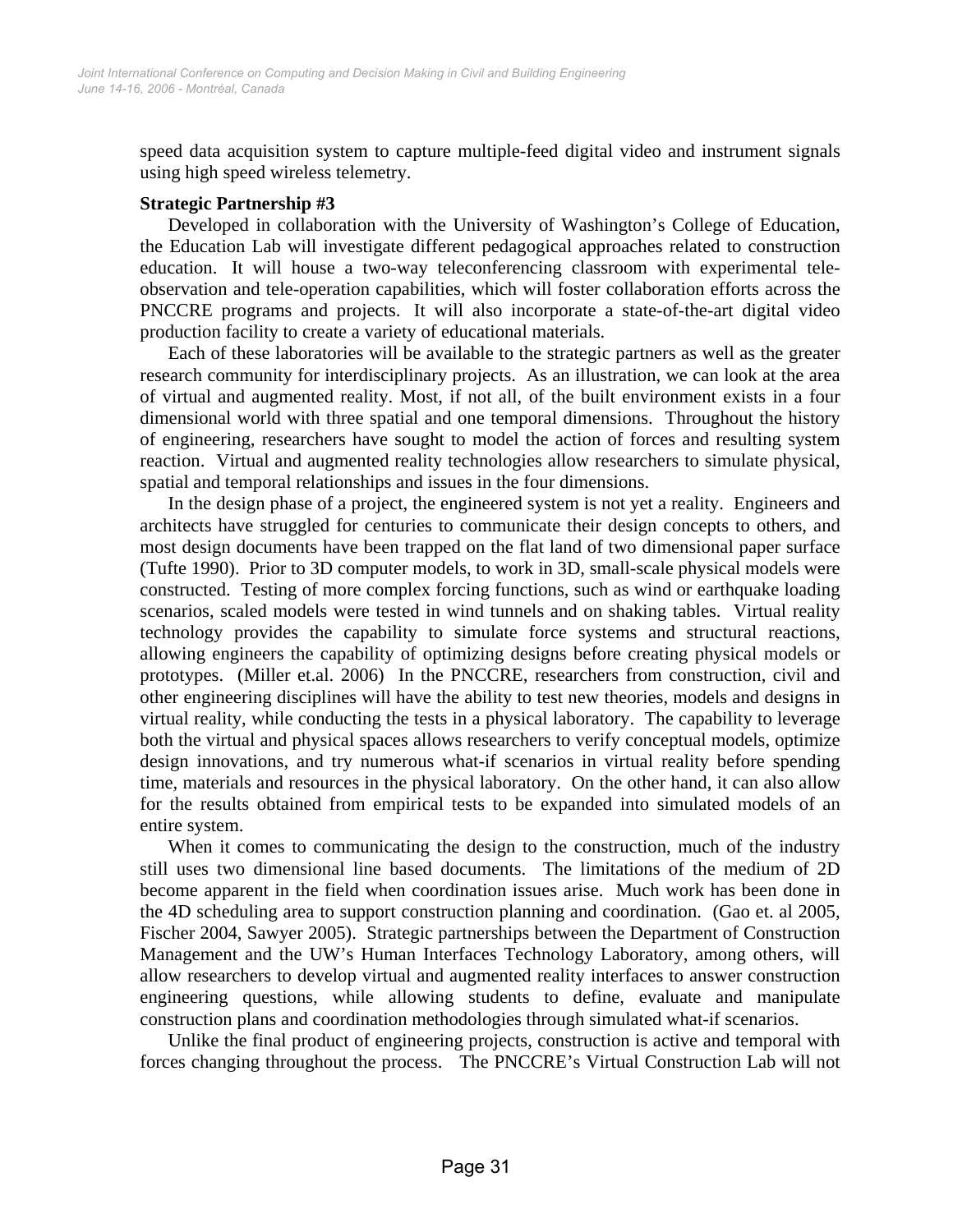speed data acquisition system to capture multiple-feed digital video and instrument signals using high speed wireless telemetry.

**Strategic Partnership #3**

Developed in collaboration with the University of Washington's College of Education, the Education Lab will investigate different pedagogical approaches related to construction education. It will house a two-way teleconferencing classroom with experimental tele-observation and tele-operation capabilities, which will foster collaboration efforts across the PNCCRE programs and projects. It will also incorporate a state-of-the-art digital video production facility to create a variety of educational materials.

Each of these laboratories will be available to the strategic partners as well as the greater research community for interdisciplinary projects. As an illustration, we can look at the area of virtual and augmented reality. Most, if not all, of the built environment exists in a four dimensional world with three spatial and one temporal dimensions. Throughout the history of engineering, researchers have sought to model the action of forces and resulting system reaction. Virtual and augmented reality technologies allow researchers to simulate physical, spatial and temporal relationships and issues in the four dimensions.

In the design phase of a project, the engineered system is not yet a reality. Engineers and architects have struggled for centuries to communicate their design concepts to others, and most design documents have been trapped on the flat land of two dimensional paper surface (Tufte 1990). Prior to 3D computer models, to work in 3D, small-scale physical models were constructed. Testing of more complex forcing functions, such as wind or earthquake loading scenarios, scaled models were tested in wind tunnels and on shaking tables. Virtual reality technology provides the capability to simulate force systems and structural reactions, allowing engineers the capability of optimizing designs before creating physical models or prototypes. (Miller et.al. 2006) In the PNCCRE, researchers from construction, civil and other engineering disciplines will have the ability to test new theories, models and designs in virtual reality, while conducting the tests in a physical laboratory. The capability to leverage both the virtual and physical spaces allows researchers to verify conceptual models, optimize design innovations, and try numerous what-if scenarios in virtual reality before spending time, materials and resources in the physical laboratory. On the other hand, it can also allow for the results obtained from empirical tests to be expanded into simulated models of an entire system.

When it comes to communicating the design to the construction, much of the industry still uses two dimensional line based documents. The limitations of the medium of 2D become apparent in the field when coordination issues arise. Much work has been done in the 4D scheduling area to support construction planning and coordination. (Gao et. al 2005, Fischer 2004, Sawyer 2005). Strategic partnerships between the Department of Construction Management and the UW's Human Interfaces Technology Laboratory, among others, will allow researchers to develop virtual and augmented reality interfaces to answer construction engineering questions, while allowing students to define, evaluate and manipulate construction plans and coordination methodologies through simulated what-if scenarios.

Unlike the final product of engineering projects, construction is active and temporal with forces changing throughout the process. The PNCCRE's Virtual Construction Lab will not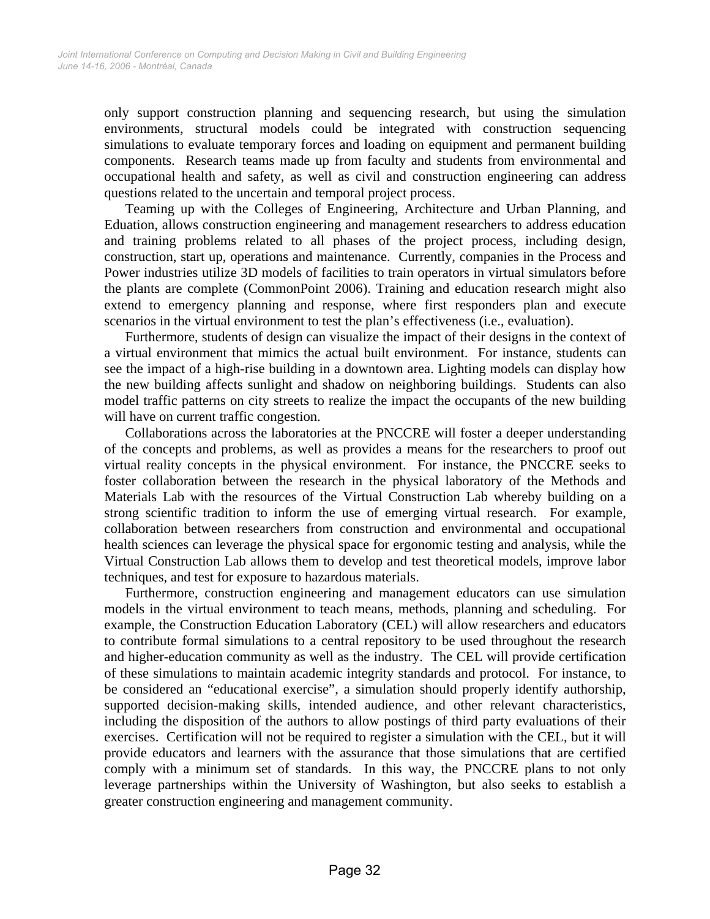only support construction planning and sequencing research, but using the simulation environments, structural models could be integrated with construction sequencing simulations to evaluate temporary forces and loading on equipment and permanent building components. Research teams made up from faculty and students from environmental and occupational health and safety, as well as civil and construction engineering can address questions related to the uncertain and temporal project process.

Teaming up with the Colleges of Engineering, Architecture and Urban Planning, and Eduation, allows construction engineering and management researchers to address education and training problems related to all phases of the project process, including design, construction, start up, operations and maintenance. Currently, companies in the Process and Power industries utilize 3D models of facilities to train operators in virtual simulators before the plants are complete (CommonPoint 2006). Training and education research might also extend to emergency planning and response, where first responders plan and execute scenarios in the virtual environment to test the plan's effectiveness (i.e., evaluation).

Furthermore, students of design can visualize the impact of their designs in the context of a virtual environment that mimics the actual built environment. For instance, students can see the impact of a high-rise building in a downtown area. Lighting models can display how the new building affects sunlight and shadow on neighboring buildings. Students can also model traffic patterns on city streets to realize the impact the occupants of the new building will have on current traffic congestion.

Collaborations across the laboratories at the PNCCRE will foster a deeper understanding of the concepts and problems, as well as provides a means for the researchers to proof out virtual reality concepts in the physical environment. For instance, the PNCCRE seeks to foster collaboration between the research in the physical laboratory of the Methods and Materials Lab with the resources of the Virtual Construction Lab whereby building on a strong scientific tradition to inform the use of emerging virtual research. For example, collaboration between researchers from construction and environmental and occupational health sciences can leverage the physical space for ergonomic testing and analysis, while the Virtual Construction Lab allows them to develop and test theoretical models, improve labor techniques, and test for exposure to hazardous materials.

Furthermore, construction engineering and management educators can use simulation models in the virtual environment to teach means, methods, planning and scheduling. For example, the Construction Education Laboratory (CEL) will allow researchers and educators to contribute formal simulations to a central repository to be used throughout the research and higher-education community as well as the industry. The CEL will provide certification of these simulations to maintain academic integrity standards and protocol. For instance, to be considered an "educational exercise", a simulation should properly identify authorship, supported decision-making skills, intended audience, and other relevant characteristics, including the disposition of the authors to allow postings of third party evaluations of their exercises. Certification will not be required to register a simulation with the CEL, but it will provide educators and learners with the assurance that those simulations that are certified comply with a minimum set of standards. In this way, the PNCCRE plans to not only leverage partnerships within the University of Washington, but also seeks to establish a greater construction engineering and management community.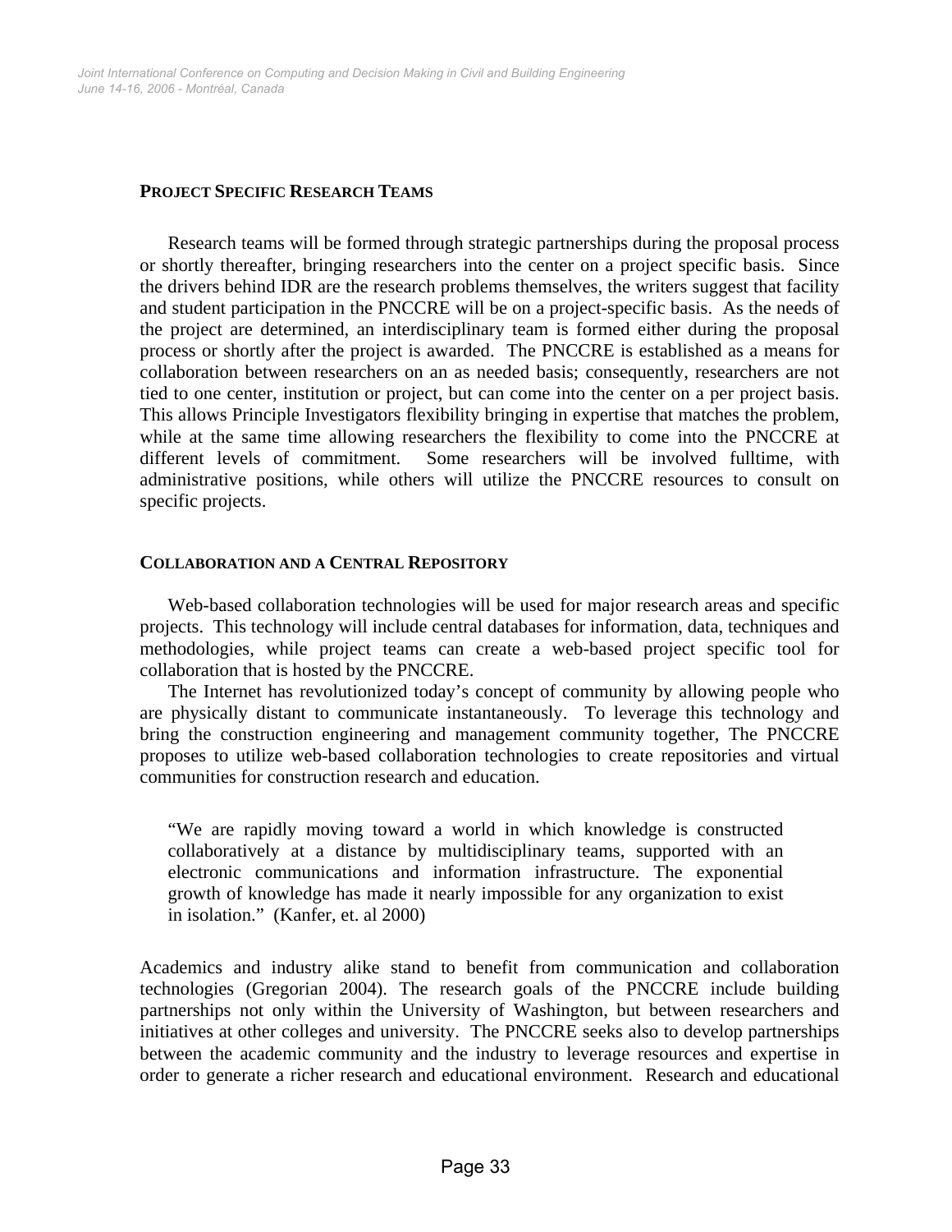## PROJECT SPECIFIC RESEARCH TEAMS

Research teams will be formed through strategic partnerships during the proposal process or shortly thereafter, bringing researchers into the center on a project specific basis. Since the drivers behind IDR are the research problems themselves, the writers suggest that facility and student participation in the PNCCRE will be on a project-specific basis. As the needs of the project are determined, an interdisciplinary team is formed either during the proposal process or shortly after the project is awarded. The PNCCRE is established as a means for collaboration between researchers on an as needed basis; consequently, researchers are not tied to one center, institution or project, but can come into the center on a per project basis. This allows Principle Investigators flexibility bringing in expertise that matches the problem, while at the same time allowing researchers the flexibility to come into the PNCCRE at different levels of commitment. Some researchers will be involved fulltime, with administrative positions, while others will utilize the PNCCRE resources to consult on specific projects.

## COLLABORATION AND A CENTRAL REPOSITORY

Web-based collaboration technologies will be used for major research areas and specific projects. This technology will include central databases for information, data, techniques and methodologies, while project teams can create a web-based project specific tool for collaboration that is hosted by the PNCCRE.

The Internet has revolutionized today's concept of community by allowing people who are physically distant to communicate instantaneously. To leverage this technology and bring the construction engineering and management community together, The PNCCRE proposes to utilize web-based collaboration technologies to create repositories and virtual communities for construction research and education.

> "We are rapidly moving toward a world in which knowledge is constructed collaboratively at a distance by multidisciplinary teams, supported with an electronic communications and information infrastructure. The exponential growth of knowledge has made it nearly impossible for any organization to exist in isolation." (Kanfer, et. al 2000)

Academics and industry alike stand to benefit from communication and collaboration technologies (Gregorian 2004). The research goals of the PNCCRE include building partnerships not only within the University of Washington, but between researchers and initiatives at other colleges and university. The PNCCRE seeks also to develop partnerships between the academic community and the industry to leverage resources and expertise in order to generate a richer research and educational environment. Research and educational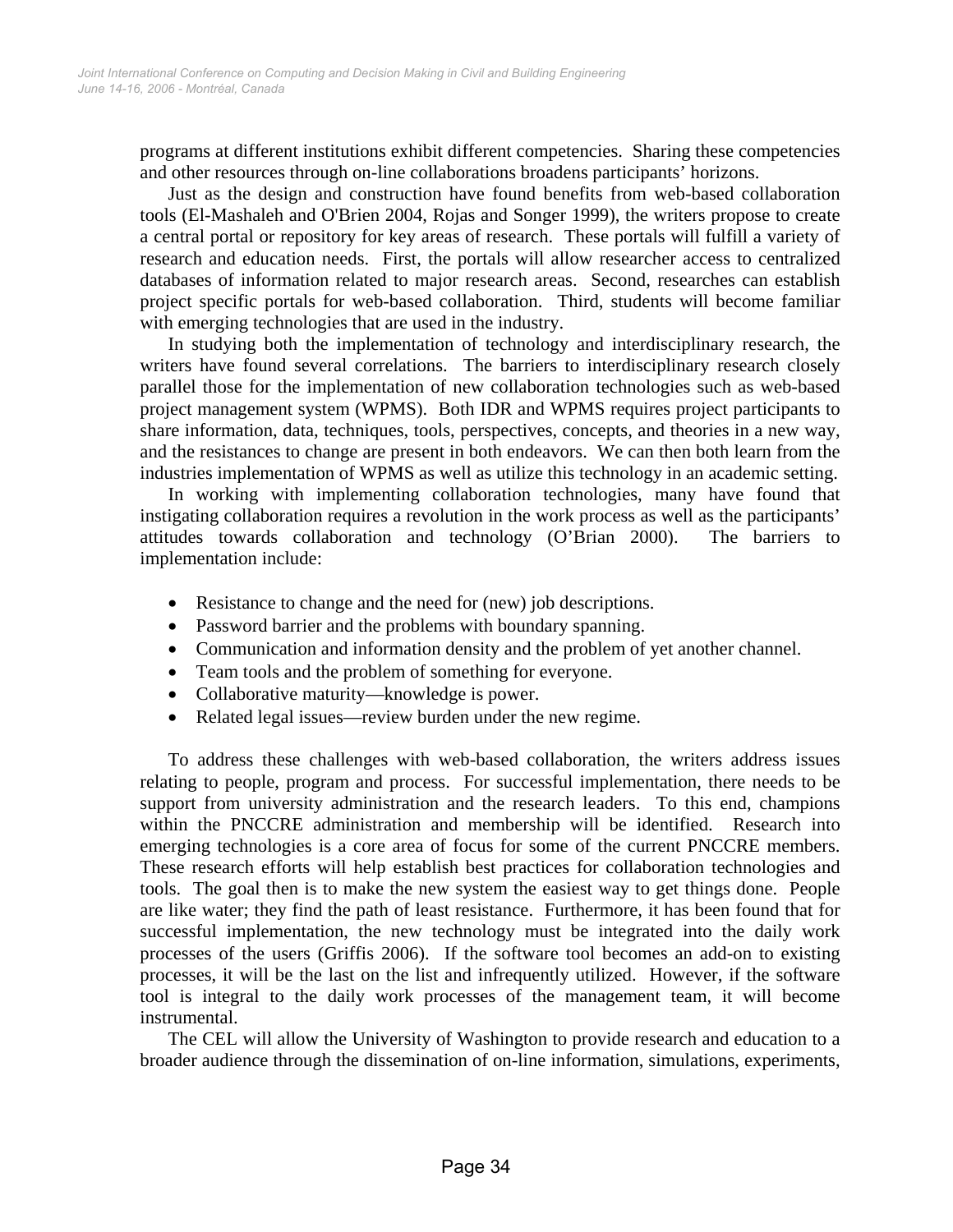programs at different institutions exhibit different competencies. Sharing these competencies and other resources through on-line collaborations broadens participants' horizons.

Just as the design and construction have found benefits from web-based collaboration tools (El-Mashaleh and O'Brien 2004, Rojas and Songer 1999), the writers propose to create a central portal or repository for key areas of research. These portals will fulfill a variety of research and education needs. First, the portals will allow researcher access to centralized databases of information related to major research areas. Second, researches can establish project specific portals for web-based collaboration. Third, students will become familiar with emerging technologies that are used in the industry.

In studying both the implementation of technology and interdisciplinary research, the writers have found several correlations. The barriers to interdisciplinary research closely parallel those for the implementation of new collaboration technologies such as web-based project management system (WPMS). Both IDR and WPMS requires project participants to share information, data, techniques, tools, perspectives, concepts, and theories in a new way, and the resistances to change are present in both endeavors. We can then both learn from the industries implementation of WPMS as well as utilize this technology in an academic setting.

In working with implementing collaboration technologies, many have found that instigating collaboration requires a revolution in the work process as well as the participants' attitudes towards collaboration and technology (O'Brian 2000). The barriers to implementation include:

- Resistance to change and the need for (new) job descriptions.
- Password barrier and the problems with boundary spanning.
- Communication and information density and the problem of yet another channel.
- Team tools and the problem of something for everyone.
- Collaborative maturity—knowledge is power.
- Related legal issues—review burden under the new regime.

To address these challenges with web-based collaboration, the writers address issues relating to people, program and process. For successful implementation, there needs to be support from university administration and the research leaders. To this end, champions within the PNCCRE administration and membership will be identified. Research into emerging technologies is a core area of focus for some of the current PNCCRE members. These research efforts will help establish best practices for collaboration technologies and tools. The goal then is to make the new system the easiest way to get things done. People are like water; they find the path of least resistance. Furthermore, it has been found that for successful implementation, the new technology must be integrated into the daily work processes of the users (Griffis 2006). If the software tool becomes an add-on to existing processes, it will be the last on the list and infrequently utilized. However, if the software tool is integral to the daily work processes of the management team, it will become instrumental.

The CEL will allow the University of Washington to provide research and education to a broader audience through the dissemination of on-line information, simulations, experiments,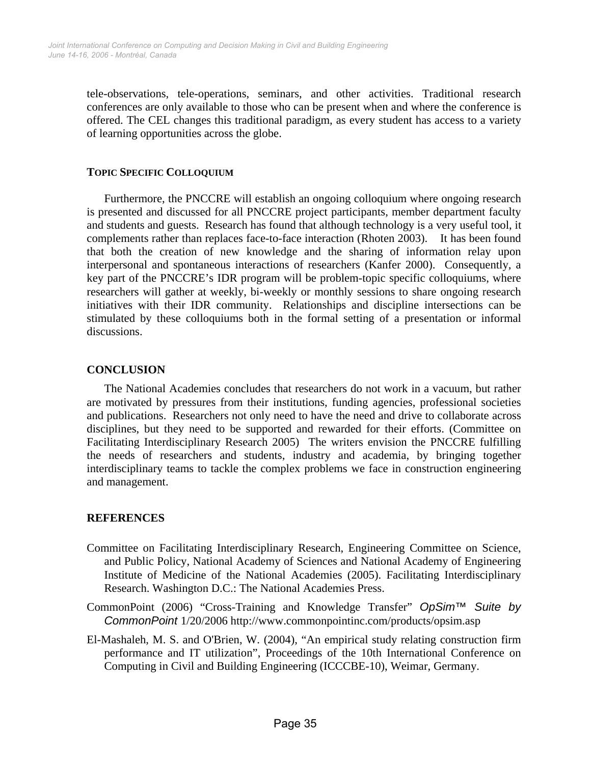tele-observations, tele-operations, seminars, and other activities. Traditional research conferences are only available to those who can be present when and where the conference is offered. The CEL changes this traditional paradigm, as every student has access to a variety of learning opportunities across the globe.

### TOPIC SPECIFIC COLLOQUIUM

Furthermore, the PNCCRE will establish an ongoing colloquium where ongoing research is presented and discussed for all PNCCRE project participants, member department faculty and students and guests. Research has found that although technology is a very useful tool, it complements rather than replaces face-to-face interaction (Rhoten 2003). It has been found that both the creation of new knowledge and the sharing of information relay upon interpersonal and spontaneous interactions of researchers (Kanfer 2000). Consequently, a key part of the PNCCRE's IDR program will be problem-topic specific colloquiums, where researchers will gather at weekly, bi-weekly or monthly sessions to share ongoing research initiatives with their IDR community. Relationships and discipline intersections can be stimulated by these colloquiums both in the formal setting of a presentation or informal discussions.

## CONCLUSION

The National Academies concludes that researchers do not work in a vacuum, but rather are motivated by pressures from their institutions, funding agencies, professional societies and publications. Researchers not only need to have the need and drive to collaborate across disciplines, but they need to be supported and rewarded for their efforts. (Committee on Facilitating Interdisciplinary Research 2005) The writers envision the PNCCRE fulfilling the needs of researchers and students, industry and academia, by bringing together interdisciplinary teams to tackle the complex problems we face in construction engineering and management.

## REFERENCES

Committee on Facilitating Interdisciplinary Research, Engineering Committee on Science, and Public Policy, National Academy of Sciences and National Academy of Engineering Institute of Medicine of the National Academies (2005). Facilitating Interdisciplinary Research. Washington D.C.: The National Academies Press.

CommonPoint (2006) "Cross-Training and Knowledge Transfer" *OpSim™ Suite by CommonPoint* 1/20/2006 http://www.commonpointinc.com/products/opsim.asp

El-Mashaleh, M. S. and O'Brien, W. (2004), "An empirical study relating construction firm performance and IT utilization", Proceedings of the 10th International Conference on Computing in Civil and Building Engineering (ICCCBE-10), Weimar, Germany.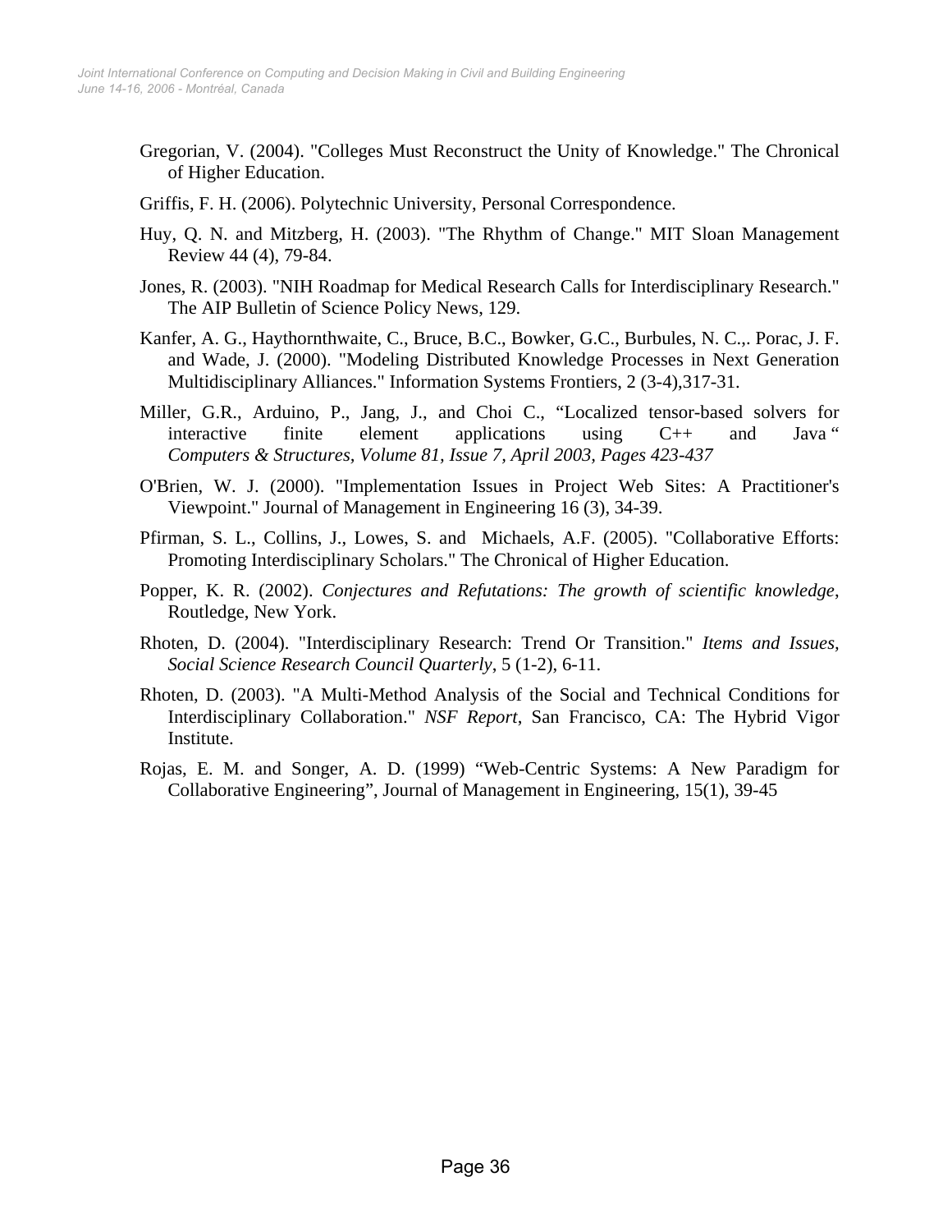Gregorian, V. (2004). "Colleges Must Reconstruct the Unity of Knowledge." The Chronical of Higher Education.

Griffis, F. H. (2006). Polytechnic University, Personal Correspondence.

Huy, Q. N. and Mitzberg, H. (2003). "The Rhythm of Change." MIT Sloan Management Review 44 (4), 79-84.

Jones, R. (2003). "NIH Roadmap for Medical Research Calls for Interdisciplinary Research." The AIP Bulletin of Science Policy News, 129.

Kanfer, A. G., Haythornthwaite, C., Bruce, B.C., Bowker, G.C., Burbules, N. C.,. Porac, J. F. and Wade, J. (2000). "Modeling Distributed Knowledge Processes in Next Generation Multidisciplinary Alliances." Information Systems Frontiers, 2 (3-4),317-31.

Miller, G.R., Arduino, P., Jang, J., and Choi C., "Localized tensor-based solvers for interactive finite element applications using C++ and Java " *Computers & Structures, Volume 81, Issue 7, April 2003, Pages 423-437*

O'Brien, W. J. (2000). "Implementation Issues in Project Web Sites: A Practitioner's Viewpoint." Journal of Management in Engineering 16 (3), 34-39.

Pfirman, S. L., Collins, J., Lowes, S. and Michaels, A.F. (2005). "Collaborative Efforts: Promoting Interdisciplinary Scholars." The Chronical of Higher Education.

Popper, K. R. (2002). *Conjectures and Refutations: The growth of scientific knowledge*, Routledge, New York.

Rhoten, D. (2004). "Interdisciplinary Research: Trend Or Transition." *Items and Issues, Social Science Research Council Quarterly*, 5 (1-2), 6-11.

Rhoten, D. (2003). "A Multi-Method Analysis of the Social and Technical Conditions for Interdisciplinary Collaboration." *NSF Report*, San Francisco, CA: The Hybrid Vigor Institute.

Rojas, E. M. and Songer, A. D. (1999) "Web-Centric Systems: A New Paradigm for Collaborative Engineering", Journal of Management in Engineering, 15(1), 39-45